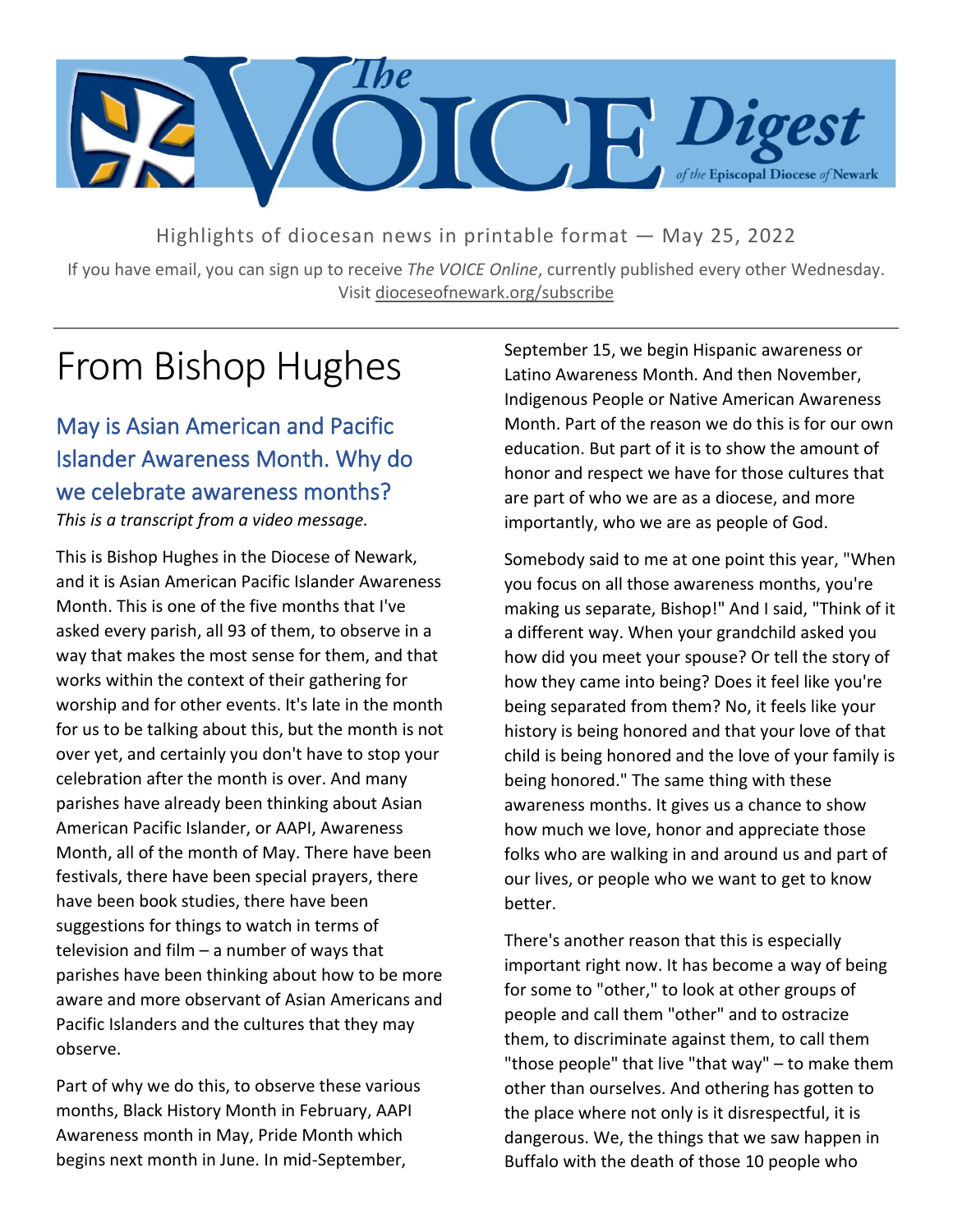# The VOICE Digest

of the Episcopal Diocese of Newark

Highlights of diocesan news in printable format — May 25, 2022

If you have email, you can sign up to receive *The VOICE Online*, currently published every other Wednesday. Visit dioceseofnewark.org/subscribe

# From Bishop Hughes

## May is Asian American and Pacific Islander Awareness Month. Why do we celebrate awareness months?

*This is a transcript from a video message.*

This is Bishop Hughes in the Diocese of Newark, and it is Asian American Pacific Islander Awareness Month. This is one of the five months that I've asked every parish, all 93 of them, to observe in a way that makes the most sense for them, and that works within the context of their gathering for worship and for other events. It's late in the month for us to be talking about this, but the month is not over yet, and certainly you don't have to stop your celebration after the month is over. And many parishes have already been thinking about Asian American Pacific Islander, or AAPI, Awareness Month, all of the month of May. There have been festivals, there have been special prayers, there have been book studies, there have been suggestions for things to watch in terms of television and film – a number of ways that parishes have been thinking about how to be more aware and more observant of Asian Americans and Pacific Islanders and the cultures that they may observe.

Part of why we do this, to observe these various months, Black History Month in February, AAPI Awareness month in May, Pride Month which begins next month in June. In mid-September, September 15, we begin Hispanic awareness or Latino Awareness Month. And then November, Indigenous People or Native American Awareness Month. Part of the reason we do this is for our own education. But part of it is to show the amount of honor and respect we have for those cultures that are part of who we are as a diocese, and more importantly, who we are as people of God.

Somebody said to me at one point this year, "When you focus on all those awareness months, you're making us separate, Bishop!" And I said, "Think of it a different way. When your grandchild asked you how did you meet your spouse? Or tell the story of how they came into being? Does it feel like you're being separated from them? No, it feels like your history is being honored and that your love of that child is being honored and the love of your family is being honored." The same thing with these awareness months. It gives us a chance to show how much we love, honor and appreciate those folks who are walking in and around us and part of our lives, or people who we want to get to know better.

There's another reason that this is especially important right now. It has become a way of being for some to "other," to look at other groups of people and call them "other" and to ostracize them, to discriminate against them, to call them "those people" that live "that way" – to make them other than ourselves. And othering has gotten to the place where not only is it disrespectful, it is dangerous. We, the things that we saw happen in Buffalo with the death of those 10 people who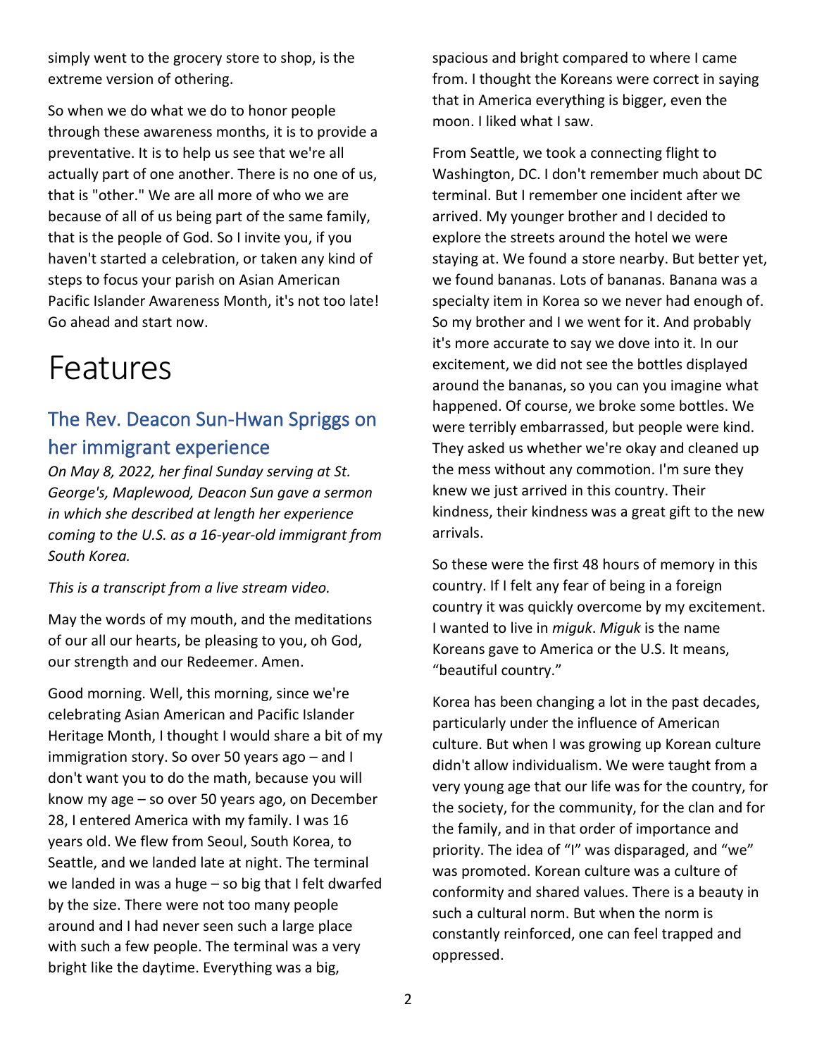simply went to the grocery store to shop, is the extreme version of othering.

So when we do what we do to honor people through these awareness months, it is to provide a preventative. It is to help us see that we're all actually part of one another. There is no one of us, that is "other." We are all more of who we are because of all of us being part of the same family, that is the people of God. So I invite you, if you haven't started a celebration, or taken any kind of steps to focus your parish on Asian American Pacific Islander Awareness Month, it's not too late! Go ahead and start now.

# Features

## The Rev. Deacon Sun-Hwan Spriggs on her immigrant experience

*On May 8, 2022, her final Sunday serving at St. George's, Maplewood, Deacon Sun gave a sermon in which she described at length her experience coming to the U.S. as a 16-year-old immigrant from South Korea.*

*This is a transcript from a live stream video.*

May the words of my mouth, and the meditations of our all our hearts, be pleasing to you, oh God, our strength and our Redeemer. Amen.

Good morning. Well, this morning, since we're celebrating Asian American and Pacific Islander Heritage Month, I thought I would share a bit of my immigration story. So over 50 years ago – and I don't want you to do the math, because you will know my age – so over 50 years ago, on December 28, I entered America with my family. I was 16 years old. We flew from Seoul, South Korea, to Seattle, and we landed late at night. The terminal we landed in was a huge – so big that I felt dwarfed by the size. There were not too many people around and I had never seen such a large place with such a few people. The terminal was a very bright like the daytime. Everything was a big, spacious and bright compared to where I came from. I thought the Koreans were correct in saying that in America everything is bigger, even the moon. I liked what I saw.

From Seattle, we took a connecting flight to Washington, DC. I don't remember much about DC terminal. But I remember one incident after we arrived. My younger brother and I decided to explore the streets around the hotel we were staying at. We found a store nearby. But better yet, we found bananas. Lots of bananas. Banana was a specialty item in Korea so we never had enough of. So my brother and I we went for it. And probably it's more accurate to say we dove into it. In our excitement, we did not see the bottles displayed around the bananas, so you can you imagine what happened. Of course, we broke some bottles. We were terribly embarrassed, but people were kind. They asked us whether we're okay and cleaned up the mess without any commotion. I'm sure they knew we just arrived in this country. Their kindness, their kindness was a great gift to the new arrivals.

So these were the first 48 hours of memory in this country. If I felt any fear of being in a foreign country it was quickly overcome by my excitement. I wanted to live in *miguk*. *Miguk* is the name Koreans gave to America or the U.S. It means, "beautiful country."

Korea has been changing a lot in the past decades, particularly under the influence of American culture. But when I was growing up Korean culture didn't allow individualism. We were taught from a very young age that our life was for the country, for the society, for the community, for the clan and for the family, and in that order of importance and priority. The idea of "I" was disparaged, and "we" was promoted. Korean culture was a culture of conformity and shared values. There is a beauty in such a cultural norm. But when the norm is constantly reinforced, one can feel trapped and oppressed.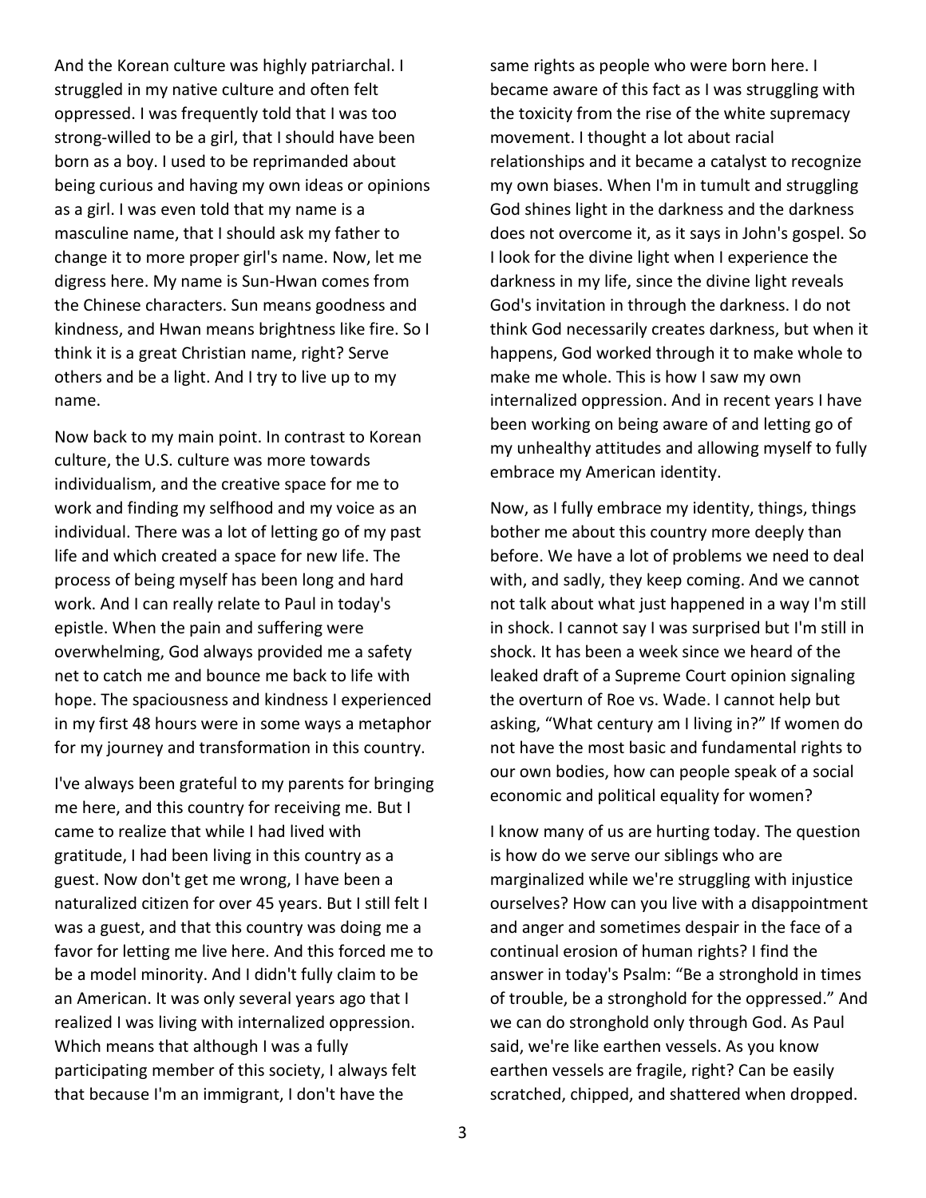And the Korean culture was highly patriarchal. I struggled in my native culture and often felt oppressed. I was frequently told that I was too strong-willed to be a girl, that I should have been born as a boy. I used to be reprimanded about being curious and having my own ideas or opinions as a girl. I was even told that my name is a masculine name, that I should ask my father to change it to more proper girl's name. Now, let me digress here. My name is Sun-Hwan comes from the Chinese characters. Sun means goodness and kindness, and Hwan means brightness like fire. So I think it is a great Christian name, right? Serve others and be a light. And I try to live up to my name.

Now back to my main point. In contrast to Korean culture, the U.S. culture was more towards individualism, and the creative space for me to work and finding my selfhood and my voice as an individual. There was a lot of letting go of my past life and which created a space for new life. The process of being myself has been long and hard work. And I can really relate to Paul in today's epistle. When the pain and suffering were overwhelming, God always provided me a safety net to catch me and bounce me back to life with hope. The spaciousness and kindness I experienced in my first 48 hours were in some ways a metaphor for my journey and transformation in this country.

I've always been grateful to my parents for bringing me here, and this country for receiving me. But I came to realize that while I had lived with gratitude, I had been living in this country as a guest. Now don't get me wrong, I have been a naturalized citizen for over 45 years. But I still felt I was a guest, and that this country was doing me a favor for letting me live here. And this forced me to be a model minority. And I didn't fully claim to be an American. It was only several years ago that I realized I was living with internalized oppression. Which means that although I was a fully participating member of this society, I always felt that because I'm an immigrant, I don't have the same rights as people who were born here. I became aware of this fact as I was struggling with the toxicity from the rise of the white supremacy movement. I thought a lot about racial relationships and it became a catalyst to recognize my own biases. When I'm in tumult and struggling God shines light in the darkness and the darkness does not overcome it, as it says in John's gospel. So I look for the divine light when I experience the darkness in my life, since the divine light reveals God's invitation in through the darkness. I do not think God necessarily creates darkness, but when it happens, God worked through it to make whole to make me whole. This is how I saw my own internalized oppression. And in recent years I have been working on being aware of and letting go of my unhealthy attitudes and allowing myself to fully embrace my American identity.

Now, as I fully embrace my identity, things, things bother me about this country more deeply than before. We have a lot of problems we need to deal with, and sadly, they keep coming. And we cannot not talk about what just happened in a way I'm still in shock. I cannot say I was surprised but I'm still in shock. It has been a week since we heard of the leaked draft of a Supreme Court opinion signaling the overturn of Roe vs. Wade. I cannot help but asking, "What century am I living in?" If women do not have the most basic and fundamental rights to our own bodies, how can people speak of a social economic and political equality for women?

I know many of us are hurting today. The question is how do we serve our siblings who are marginalized while we're struggling with injustice ourselves? How can you live with a disappointment and anger and sometimes despair in the face of a continual erosion of human rights? I find the answer in today's Psalm: "Be a stronghold in times of trouble, be a stronghold for the oppressed." And we can do stronghold only through God. As Paul said, we're like earthen vessels. As you know earthen vessels are fragile, right? Can be easily scratched, chipped, and shattered when dropped.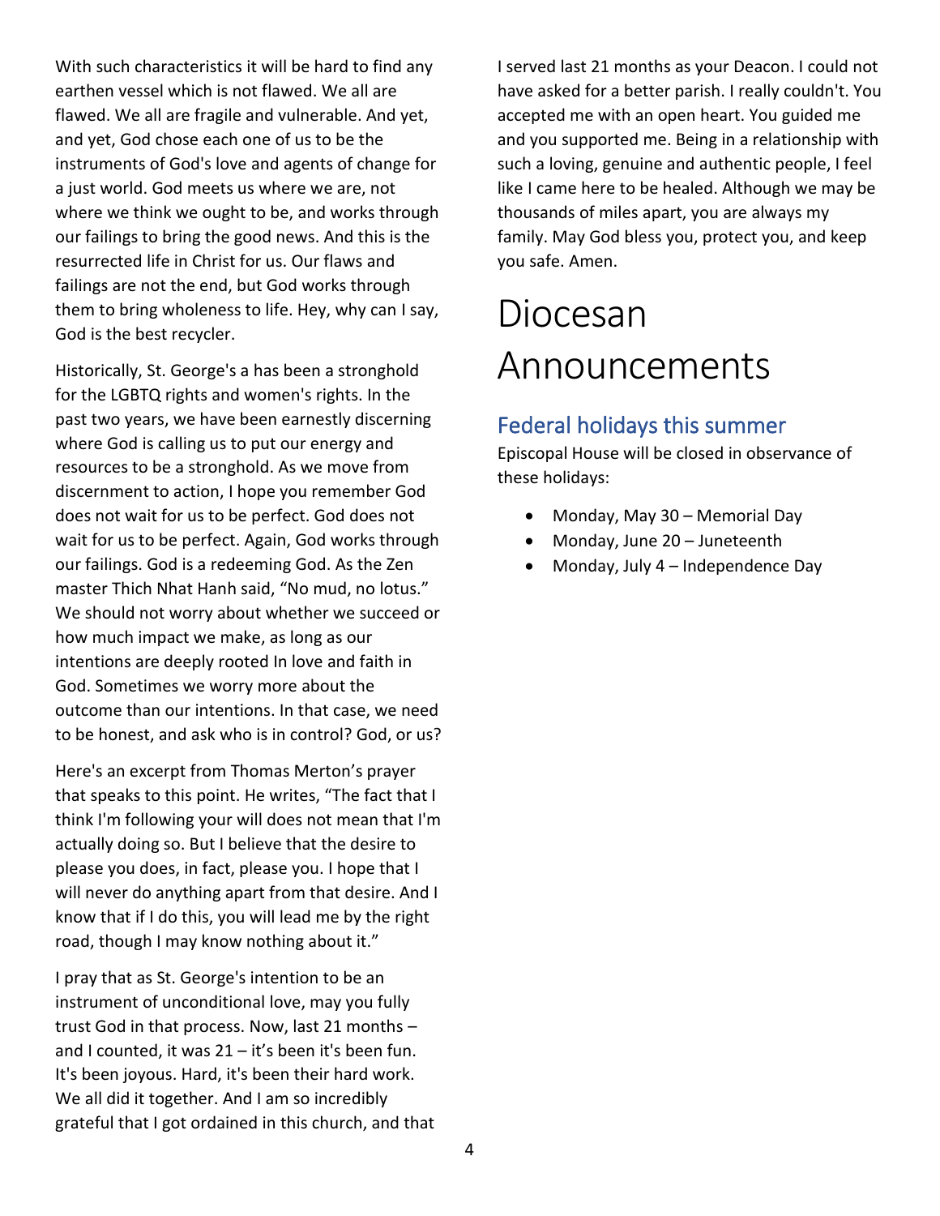With such characteristics it will be hard to find any earthen vessel which is not flawed. We all are flawed. We all are fragile and vulnerable. And yet, and yet, God chose each one of us to be the instruments of God's love and agents of change for a just world. God meets us where we are, not where we think we ought to be, and works through our failings to bring the good news. And this is the resurrected life in Christ for us. Our flaws and failings are not the end, but God works through them to bring wholeness to life. Hey, why can I say, God is the best recycler.

Historically, St. George's a has been a stronghold for the LGBTQ rights and women's rights. In the past two years, we have been earnestly discerning where God is calling us to put our energy and resources to be a stronghold. As we move from discernment to action, I hope you remember God does not wait for us to be perfect. God does not wait for us to be perfect. Again, God works through our failings. God is a redeeming God. As the Zen master Thich Nhat Hanh said, "No mud, no lotus." We should not worry about whether we succeed or how much impact we make, as long as our intentions are deeply rooted In love and faith in God. Sometimes we worry more about the outcome than our intentions. In that case, we need to be honest, and ask who is in control? God, or us?

Here's an excerpt from Thomas Merton's prayer that speaks to this point. He writes, "The fact that I think I'm following your will does not mean that I'm actually doing so. But I believe that the desire to please you does, in fact, please you. I hope that I will never do anything apart from that desire. And I know that if I do this, you will lead me by the right road, though I may know nothing about it."

I pray that as St. George's intention to be an instrument of unconditional love, may you fully trust God in that process. Now, last 21 months – and I counted, it was 21 – it's been it's been fun. It's been joyous. Hard, it's been their hard work. We all did it together. And I am so incredibly grateful that I got ordained in this church, and that I served last 21 months as your Deacon. I could not have asked for a better parish. I really couldn't. You accepted me with an open heart. You guided me and you supported me. Being in a relationship with such a loving, genuine and authentic people, I feel like I came here to be healed. Although we may be thousands of miles apart, you are always my family. May God bless you, protect you, and keep you safe. Amen.

# Diocesan Announcements

## Federal holidays this summer

Episcopal House will be closed in observance of these holidays:

- Monday, May 30 – Memorial Day
- Monday, June 20 – Juneteenth
- Monday, July 4 – Independence Day